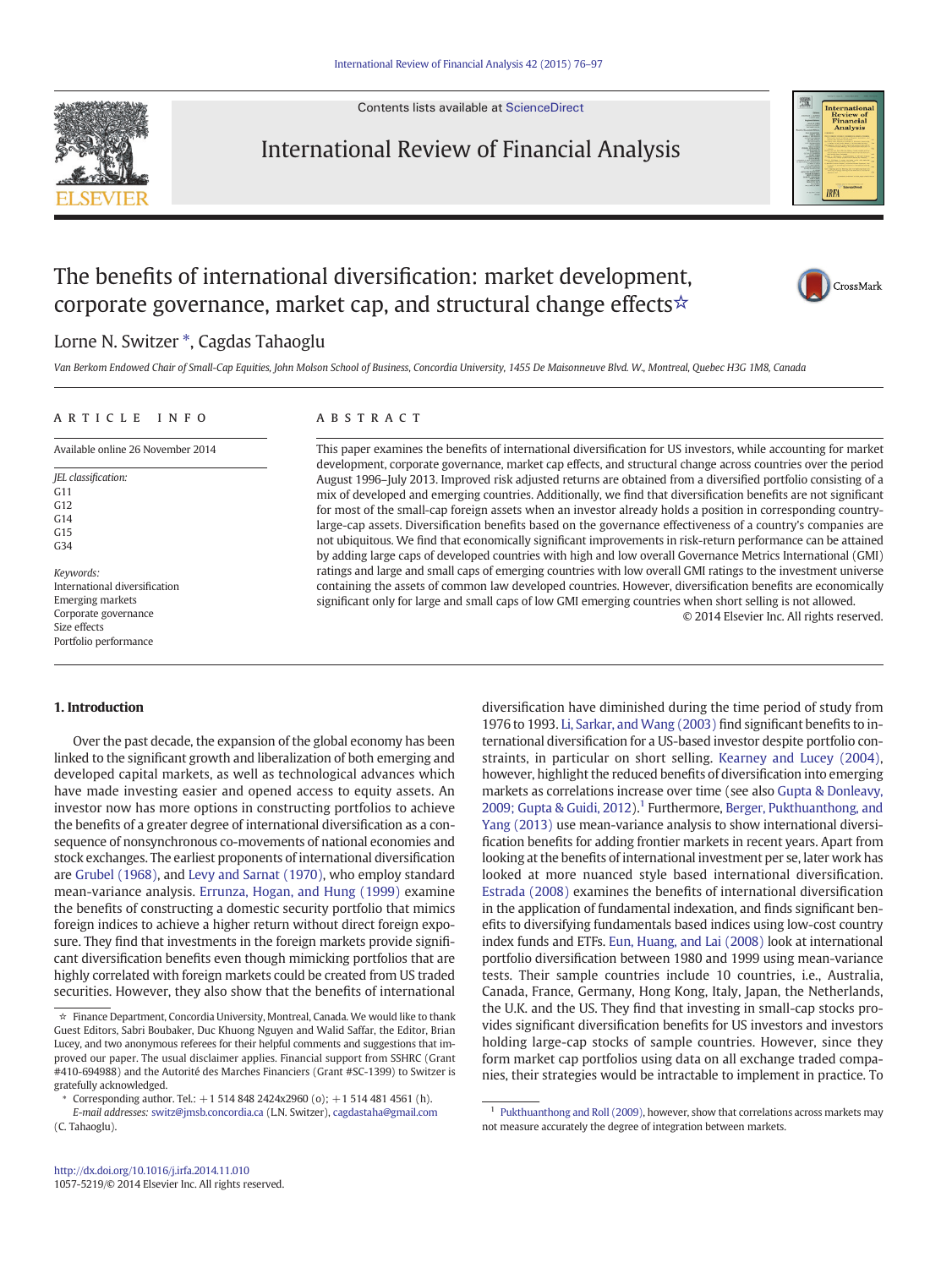# The benefits of international diversification: market development, corporate governance, market cap, and structural change effects☆

Lorne N. Switzer *, Cagdas Tahaoglu

*Van Berkom Endowed Chair of Small-Cap Equities, John Molson School of Business, Concordia University, 1455 De Maisonneuve Blvd. W., Montreal, Quebec H3G 1M8, Canada*

## ARTICLE INFO

Available online 26 November 2014

*JEL classification:*
G11
G12
G14
G15
G34

*Keywords:*
International diversification
Emerging markets
Corporate governance
Size effects
Portfolio performance

## ABSTRACT

This paper examines the benefits of international diversification for US investors, while accounting for market development, corporate governance, market cap effects, and structural change across countries over the period August 1996–July 2013. Improved risk adjusted returns are obtained from a diversified portfolio consisting of a mix of developed and emerging countries. Additionally, we find that diversification benefits are not significant for most of the small-cap foreign assets when an investor already holds a position in corresponding country-large-cap assets. Diversification benefits based on the governance effectiveness of a country's companies are not ubiquitous. We find that economically significant improvements in risk-return performance can be attained by adding large caps of developed countries with high and low overall Governance Metrics International (GMI) ratings and large and small caps of emerging countries with low overall GMI ratings to the investment universe containing the assets of common law developed countries. However, diversification benefits are economically significant only for large and small caps of low GMI emerging countries when short selling is not allowed.

© 2014 Elsevier Inc. All rights reserved.

## 1. Introduction

Over the past decade, the expansion of the global economy has been linked to the significant growth and liberalization of both emerging and developed capital markets, as well as technological advances which have made investing easier and opened access to equity assets. An investor now has more options in constructing portfolios to achieve the benefits of a greater degree of international diversification as a consequence of nonsynchronous co-movements of national economies and stock exchanges. The earliest proponents of international diversification are Grubel (1968), and Levy and Sarnat (1970), who employ standard mean-variance analysis. Errunza, Hogan, and Hung (1999) examine the benefits of constructing a domestic security portfolio that mimics foreign indices to achieve a higher return without direct foreign exposure. They find that investments in the foreign markets provide significant diversification benefits even though mimicking portfolios that are highly correlated with foreign markets could be created from US traded securities. However, they also show that the benefits of international diversification have diminished during the time period of study from 1976 to 1993. Li, Sarkar, and Wang (2003) find significant benefits to international diversification for a US-based investor despite portfolio constraints, in particular on short selling. Kearney and Lucey (2004), however, highlight the reduced benefits of diversification into emerging markets as correlations increase over time (see also Gupta & Donleavy, 2009; Gupta & Guidi, 2012).[1] Furthermore, Berger, Pukthuanthong, and Yang (2013) use mean-variance analysis to show international diversification benefits for adding frontier markets in recent years. Apart from looking at the benefits of international investment per se, later work has looked at more nuanced style based international diversification. Estrada (2008) examines the benefits of international diversification in the application of fundamental indexation, and finds significant benefits to diversifying fundamentals based indices using low-cost country index funds and ETFs. Eun, Huang, and Lai (2008) look at international portfolio diversification between 1980 and 1999 using mean-variance tests. Their sample countries include 10 countries, i.e., Australia, Canada, France, Germany, Hong Kong, Italy, Japan, the Netherlands, the U.K. and the US. They find that investing in small-cap stocks provides significant diversification benefits for US investors and investors holding large-cap stocks of sample countries. However, since they form market cap portfolios using data on all exchange traded companies, their strategies would be intractable to implement in practice. To

☆ Finance Department, Concordia University, Montreal, Canada. We would like to thank Guest Editors, Sabri Boubaker, Duc Khuong Nguyen and Walid Saffar, the Editor, Brian Lucey, and two anonymous referees for their helpful comments and suggestions that improved our paper. The usual disclaimer applies. Financial support from SSHRC (Grant #410-694988) and the Autorité des Marches Financiers (Grant #SC-1399) to Switzer is gratefully acknowledged.

* Corresponding author. Tel.: +1 514 848 2424x2960 (o); +1 514 481 4561 (h).
*E-mail addresses:* switz@jmsb.concordia.ca (L.N. Switzer), cagdastaha@gmail.com (C. Tahaoglu).

[1] Pukthuanthong and Roll (2009), however, show that correlations across markets may not measure accurately the degree of integration between markets.

http://dx.doi.org/10.1016/j.irfa.2014.11.010
1057-5219/© 2014 Elsevier Inc. All rights reserved.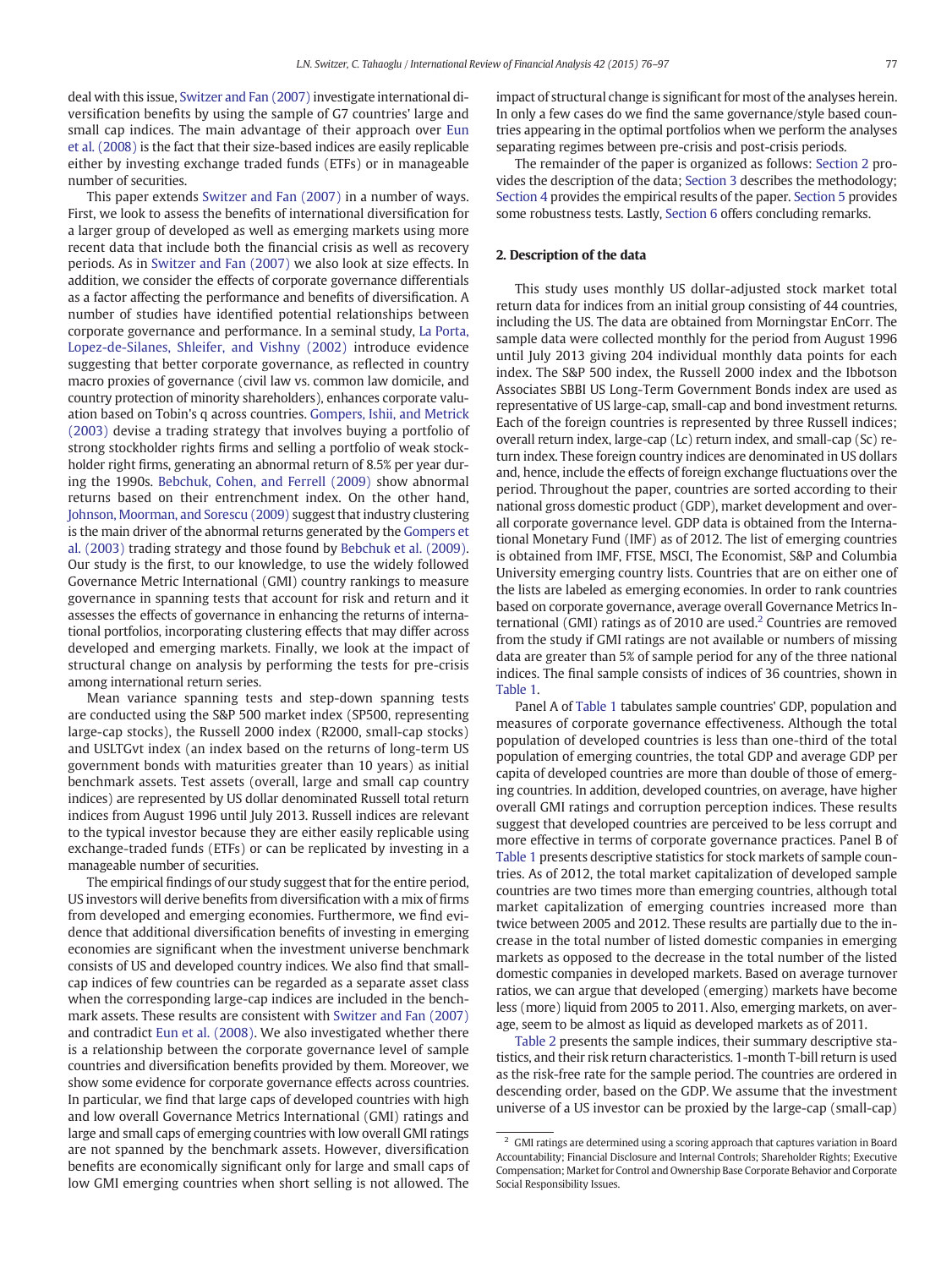deal with this issue, Switzer and Fan (2007) investigate international diversification benefits by using the sample of G7 countries' large and small cap indices. The main advantage of their approach over Eun et al. (2008) is the fact that their size-based indices are easily replicable either by investing exchange traded funds (ETFs) or in manageable number of securities.

This paper extends Switzer and Fan (2007) in a number of ways. First, we look to assess the benefits of international diversification for a larger group of developed as well as emerging markets using more recent data that include both the financial crisis as well as recovery periods. As in Switzer and Fan (2007) we also look at size effects. In addition, we consider the effects of corporate governance differentials as a factor affecting the performance and benefits of diversification. A number of studies have identified potential relationships between corporate governance and performance. In a seminal study, La Porta, Lopez-de-Silanes, Shleifer, and Vishny (2002) introduce evidence suggesting that better corporate governance, as reflected in country macro proxies of governance (civil law vs. common law domicile, and country protection of minority shareholders), enhances corporate valuation based on Tobin's q across countries. Gompers, Ishii, and Metrick (2003) devise a trading strategy that involves buying a portfolio of strong stockholder rights firms and selling a portfolio of weak stockholder right firms, generating an abnormal return of 8.5% per year during the 1990s. Bebchuk, Cohen, and Ferrell (2009) show abnormal returns based on their entrenchment index. On the other hand, Johnson, Moorman, and Sorescu (2009) suggest that industry clustering is the main driver of the abnormal returns generated by the Gompers et al. (2003) trading strategy and those found by Bebchuk et al. (2009). Our study is the first, to our knowledge, to use the widely followed Governance Metric International (GMI) country rankings to measure governance in spanning tests that account for risk and return and it assesses the effects of governance in enhancing the returns of international portfolios, incorporating clustering effects that may differ across developed and emerging markets. Finally, we look at the impact of structural change on analysis by performing the tests for pre-crisis among international return series.

Mean variance spanning tests and step-down spanning tests are conducted using the S&P 500 market index (SP500, representing large-cap stocks), the Russell 2000 index (R2000, small-cap stocks) and USLTGvt index (an index based on the returns of long-term US government bonds with maturities greater than 10 years) as initial benchmark assets. Test assets (overall, large and small cap country indices) are represented by US dollar denominated Russell total return indices from August 1996 until July 2013. Russell indices are relevant to the typical investor because they are either easily replicable using exchange-traded funds (ETFs) or can be replicated by investing in a manageable number of securities.

The empirical findings of our study suggest that for the entire period, US investors will derive benefits from diversification with a mix of firms from developed and emerging economies. Furthermore, we find evidence that additional diversification benefits of investing in emerging economies are significant when the investment universe benchmark consists of US and developed country indices. We also find that small-cap indices of few countries can be regarded as a separate asset class when the corresponding large-cap indices are included in the benchmark assets. These results are consistent with Switzer and Fan (2007) and contradict Eun et al. (2008). We also investigated whether there is a relationship between the corporate governance level of sample countries and diversification benefits provided by them. Moreover, we show some evidence for corporate governance effects across countries. In particular, we find that large caps of developed countries with high and low overall Governance Metrics International (GMI) ratings and large and small caps of emerging countries with low overall GMI ratings are not spanned by the benchmark assets. However, diversification benefits are economically significant only for large and small caps of low GMI emerging countries when short selling is not allowed. The impact of structural change is significant for most of the analyses herein. In only a few cases do we find the same governance/style based countries appearing in the optimal portfolios when we perform the analyses separating regimes between pre-crisis and post-crisis periods.

The remainder of the paper is organized as follows: Section 2 provides the description of the data; Section 3 describes the methodology; Section 4 provides the empirical results of the paper. Section 5 provides some robustness tests. Lastly, Section 6 offers concluding remarks.

## 2. Description of the data

This study uses monthly US dollar-adjusted stock market total return data for indices from an initial group consisting of 44 countries, including the US. The data are obtained from Morningstar EnCorr. The sample data were collected monthly for the period from August 1996 until July 2013 giving 204 individual monthly data points for each index. The S&P 500 index, the Russell 2000 index and the Ibbotson Associates SBBI US Long-Term Government Bonds index are used as representative of US large-cap, small-cap and bond investment returns. Each of the foreign countries is represented by three Russell indices; overall return index, large-cap (Lc) return index, and small-cap (Sc) return index. These foreign country indices are denominated in US dollars and, hence, include the effects of foreign exchange fluctuations over the period. Throughout the paper, countries are sorted according to their national gross domestic product (GDP), market development and overall corporate governance level. GDP data is obtained from the International Monetary Fund (IMF) as of 2012. The list of emerging countries is obtained from IMF, FTSE, MSCI, The Economist, S&P and Columbia University emerging country lists. Countries that are on either one of the lists are labeled as emerging economies. In order to rank countries based on corporate governance, average overall Governance Metrics International (GMI) ratings as of 2010 are used.[2] Countries are removed from the study if GMI ratings are not available or numbers of missing data are greater than 5% of sample period for any of the three national indices. The final sample consists of indices of 36 countries, shown in Table 1.

Panel A of Table 1 tabulates sample countries' GDP, population and measures of corporate governance effectiveness. Although the total population of developed countries is less than one-third of the total population of emerging countries, the total GDP and average GDP per capita of developed countries are more than double of those of emerging countries. In addition, developed countries, on average, have higher overall GMI ratings and corruption perception indices. These results suggest that developed countries are perceived to be less corrupt and more effective in terms of corporate governance practices. Panel B of Table 1 presents descriptive statistics for stock markets of sample countries. As of 2012, the total market capitalization of developed sample countries are two times more than emerging countries, although total market capitalization of emerging countries increased more than twice between 2005 and 2012. These results are partially due to the increase in the total number of listed domestic companies in emerging markets as opposed to the decrease in the total number of the listed domestic companies in developed markets. Based on average turnover ratios, we can argue that developed (emerging) markets have become less (more) liquid from 2005 to 2011. Also, emerging markets, on average, seem to be almost as liquid as developed markets as of 2011.

Table 2 presents the sample indices, their summary descriptive statistics, and their risk return characteristics. 1-month T-bill return is used as the risk-free rate for the sample period. The countries are ordered in descending order, based on the GDP. We assume that the investment universe of a US investor can be proxied by the large-cap (small-cap)

[2] GMI ratings are determined using a scoring approach that captures variation in Board Accountability; Financial Disclosure and Internal Controls; Shareholder Rights; Executive Compensation; Market for Control and Ownership Base Corporate Behavior and Corporate Social Responsibility Issues.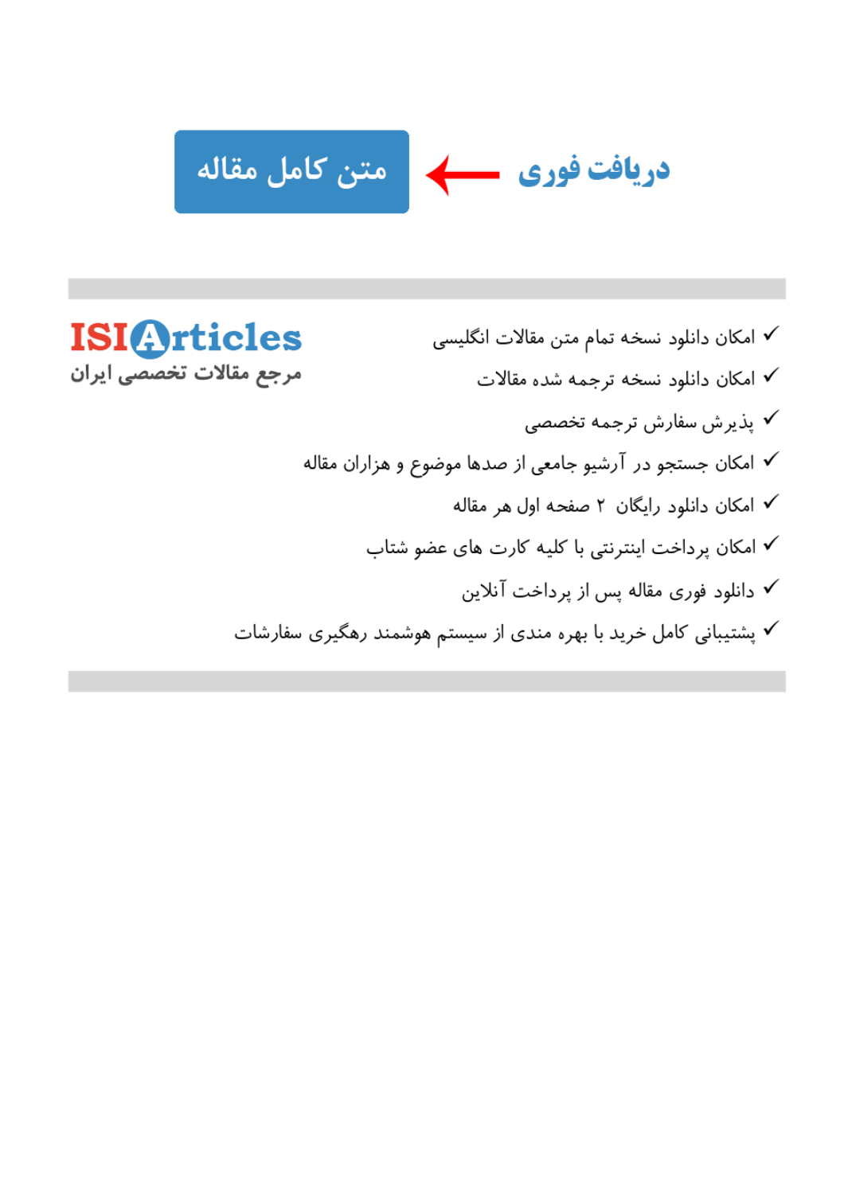دریافت فوری ← **متن کامل مقاله**

**ISIArticles**
مرجع مقالات تخصصی ایران

- ✓ امکان دانلود نسخه تمام متن مقالات انگلیسی
- ✓ امکان دانلود نسخه ترجمه شده مقالات
- ✓ پذیرش سفارش ترجمه تخصصی
- ✓ امکان جستجو در آرشیو جامعی از صدها موضوع و هزاران مقاله
- ✓ امکان دانلود رایگان ۲ صفحه اول هر مقاله
- ✓ امکان پرداخت اینترنتی با کلیه کارت های عضو شتاب
- ✓ دانلود فوری مقاله پس از پرداخت آنلاین
- ✓ پشتیبانی کامل خرید با بهره مندی از سیستم هوشمند رهگیری سفارشات